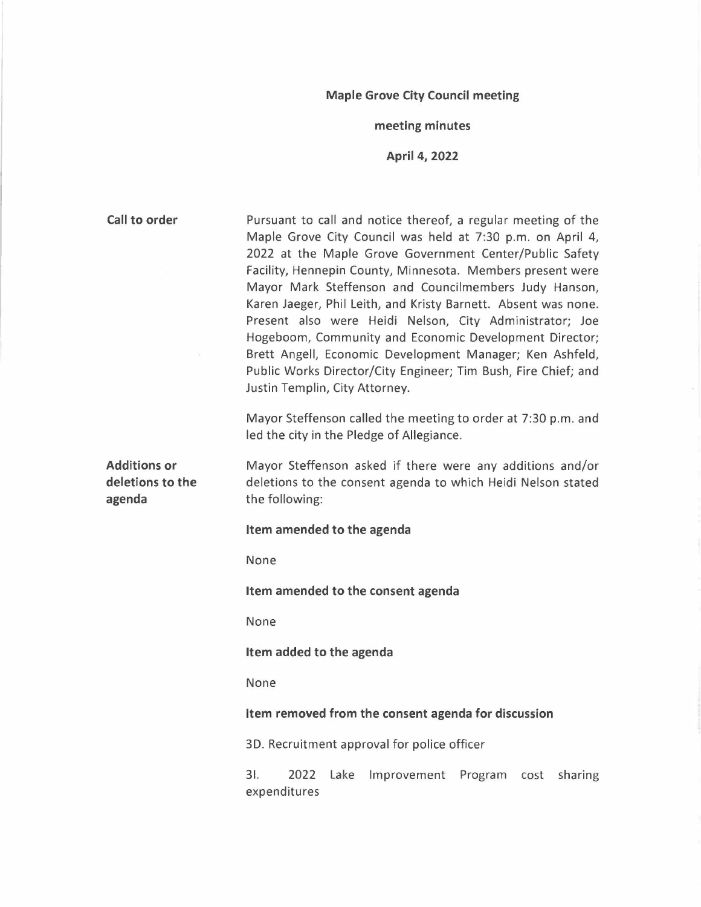# Maple Grove City Council meeting

## meeting minutes

## April 4, 2022

**Call to order**

Pursuant to call and notice thereof, a regular meeting of the Maple Grove City Council was held at 7:30 p.m. on April 4, 2022 at the Maple Grove Government Center/Public Safety Facility, Hennepin County, Minnesota. Members present were Mayor Mark Steffenson and Councilmembers Judy Hanson, Karen Jaeger, Phil Leith, and Kristy Barnett. Absent was none. Present also were Heidi Nelson, City Administrator; Joe Hogeboom, Community and Economic Development Director; Brett Angell, Economic Development Manager; Ken Ashfeld, Public Works Director/City Engineer; Tim Bush, Fire Chief; and Justin Templin, City Attorney.

Mayor Steffenson called the meeting to order at 7:30 p.m. and led the city in the Pledge of Allegiance.

**Additions or deletions to the agenda**

Mayor Steffenson asked if there were any additions and/or deletions to the consent agenda to which Heidi Nelson stated the following:

**Item amended to the agenda**

None

**Item amended to the consent agenda**

None

**Item added to the agenda**

None

**Item removed from the consent agenda for discussion**

3D. Recruitment approval for police officer

3I. 2022 Lake Improvement Program cost sharing expenditures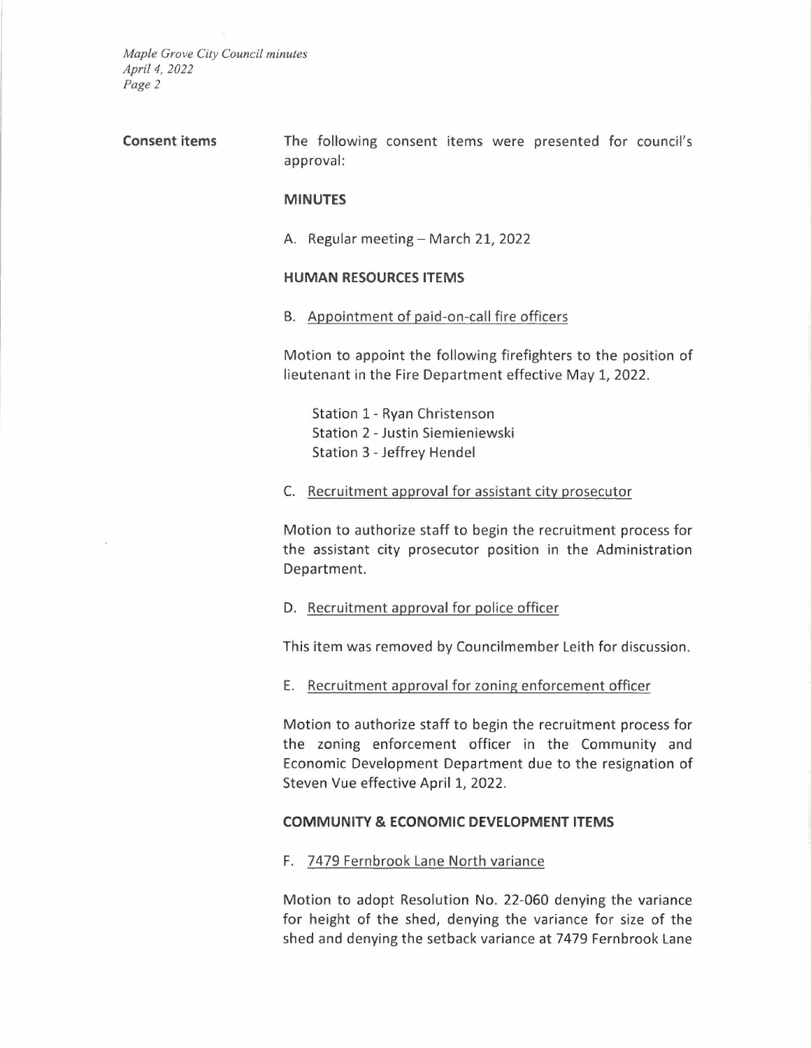**Consent items**

The following consent items were presented for council's approval:

**MINUTES**

A. Regular meeting – March 21, 2022

**HUMAN RESOURCES ITEMS**

B. Appointment of paid-on-call fire officers

Motion to appoint the following firefighters to the position of lieutenant in the Fire Department effective May 1, 2022.

Station 1 - Ryan Christenson
Station 2 - Justin Siemieniewski
Station 3 - Jeffrey Hendel

C. Recruitment approval for assistant city prosecutor

Motion to authorize staff to begin the recruitment process for the assistant city prosecutor position in the Administration Department.

D. Recruitment approval for police officer

This item was removed by Councilmember Leith for discussion.

E. Recruitment approval for zoning enforcement officer

Motion to authorize staff to begin the recruitment process for the zoning enforcement officer in the Community and Economic Development Department due to the resignation of Steven Vue effective April 1, 2022.

**COMMUNITY & ECONOMIC DEVELOPMENT ITEMS**

F. 7479 Fernbrook Lane North variance

Motion to adopt Resolution No. 22-060 denying the variance for height of the shed, denying the variance for size of the shed and denying the setback variance at 7479 Fernbrook Lane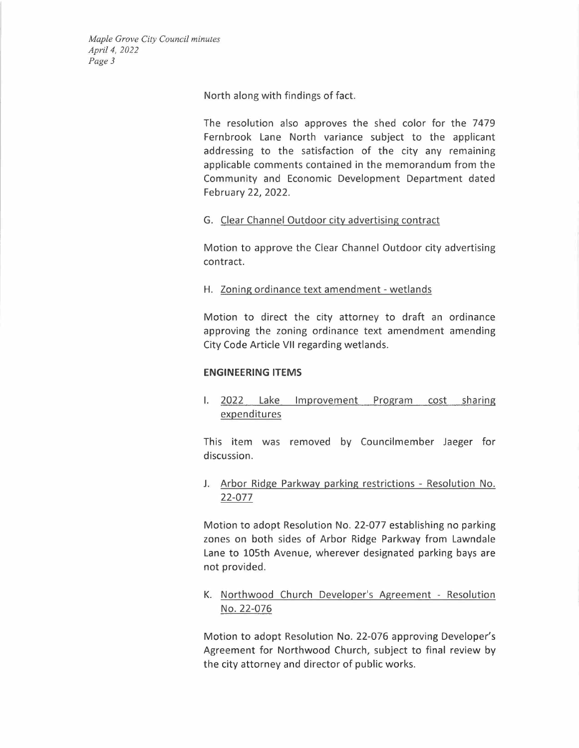North along with findings of fact.

The resolution also approves the shed color for the 7479 Fernbrook Lane North variance subject to the applicant addressing to the satisfaction of the city any remaining applicable comments contained in the memorandum from the Community and Economic Development Department dated February 22, 2022.

G. Clear Channel Outdoor city advertising contract

Motion to approve the Clear Channel Outdoor city advertising contract.

H. Zoning ordinance text amendment - wetlands

Motion to direct the city attorney to draft an ordinance approving the zoning ordinance text amendment amending City Code Article VII regarding wetlands.

**ENGINEERING ITEMS**

I. 2022 Lake Improvement Program cost sharing expenditures

This item was removed by Councilmember Jaeger for discussion.

J. Arbor Ridge Parkway parking restrictions - Resolution No. 22-077

Motion to adopt Resolution No. 22-077 establishing no parking zones on both sides of Arbor Ridge Parkway from Lawndale Lane to 105th Avenue, wherever designated parking bays are not provided.

K. Northwood Church Developer's Agreement - Resolution No. 22-076

Motion to adopt Resolution No. 22-076 approving Developer's Agreement for Northwood Church, subject to final review by the city attorney and director of public works.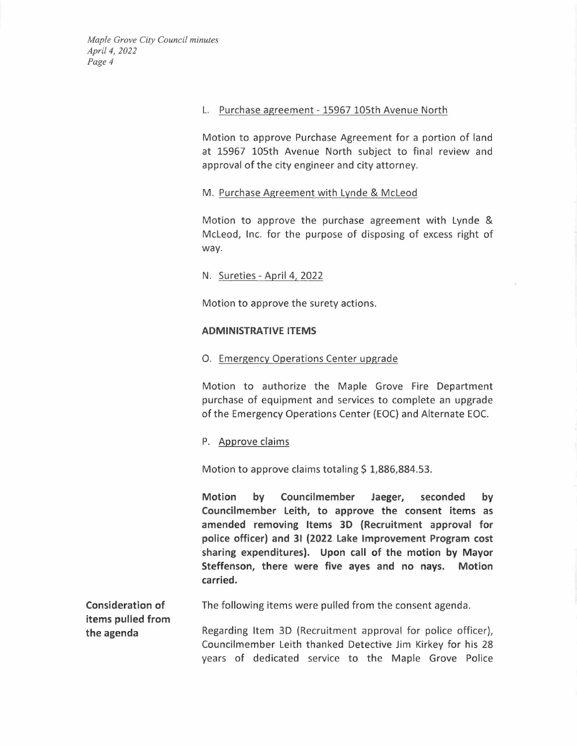L. Purchase agreement - 15967 105th Avenue North

Motion to approve Purchase Agreement for a portion of land at 15967 105th Avenue North subject to final review and approval of the city engineer and city attorney.

M. Purchase Agreement with Lynde & McLeod

Motion to approve the purchase agreement with Lynde & McLeod, Inc. for the purpose of disposing of excess right of way.

N. Sureties - April 4, 2022

Motion to approve the surety actions.

**ADMINISTRATIVE ITEMS**

O. Emergency Operations Center upgrade

Motion to authorize the Maple Grove Fire Department purchase of equipment and services to complete an upgrade of the Emergency Operations Center (EOC) and Alternate EOC.

P. Approve claims

Motion to approve claims totaling $ 1,886,884.53.

**Motion by Councilmember Jaeger, seconded by Councilmember Leith, to approve the consent items as amended removing Items 3D (Recruitment approval for police officer) and 3I (2022 Lake Improvement Program cost sharing expenditures). Upon call of the motion by Mayor Steffenson, there were five ayes and no nays. Motion carried.**

**Consideration of items pulled from the agenda**

The following items were pulled from the consent agenda.

Regarding Item 3D (Recruitment approval for police officer), Councilmember Leith thanked Detective Jim Kirkey for his 28 years of dedicated service to the Maple Grove Police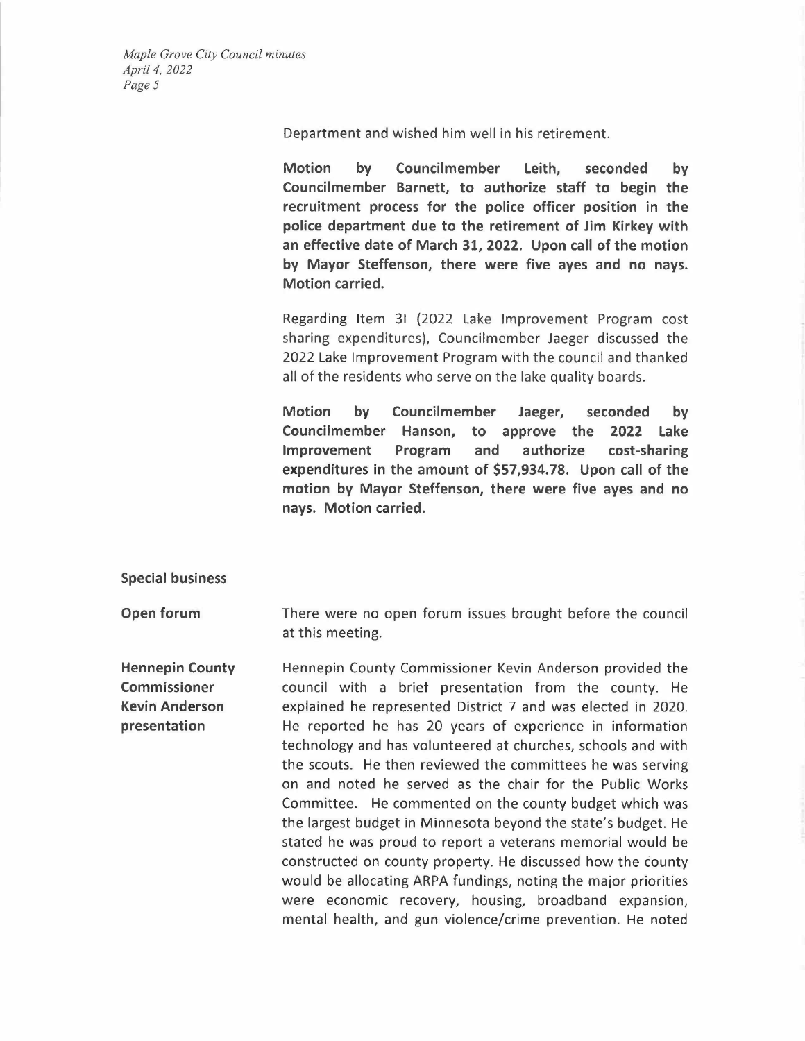Department and wished him well in his retirement.

**Motion by Councilmember Leith, seconded by Councilmember Barnett, to authorize staff to begin the recruitment process for the police officer position in the police department due to the retirement of Jim Kirkey with an effective date of March 31, 2022. Upon call of the motion by Mayor Steffenson, there were five ayes and no nays. Motion carried.**

Regarding Item 3I (2022 Lake Improvement Program cost sharing expenditures), Councilmember Jaeger discussed the 2022 Lake Improvement Program with the council and thanked all of the residents who serve on the lake quality boards.

**Motion by Councilmember Jaeger, seconded by Councilmember Hanson, to approve the 2022 Lake Improvement Program and authorize cost-sharing expenditures in the amount of $57,934.78. Upon call of the motion by Mayor Steffenson, there were five ayes and no nays. Motion carried.**

**Special business**

**Open forum**

There were no open forum issues brought before the council at this meeting.

**Hennepin County Commissioner Kevin Anderson presentation**

Hennepin County Commissioner Kevin Anderson provided the council with a brief presentation from the county. He explained he represented District 7 and was elected in 2020. He reported he has 20 years of experience in information technology and has volunteered at churches, schools and with the scouts. He then reviewed the committees he was serving on and noted he served as the chair for the Public Works Committee. He commented on the county budget which was the largest budget in Minnesota beyond the state's budget. He stated he was proud to report a veterans memorial would be constructed on county property. He discussed how the county would be allocating ARPA fundings, noting the major priorities were economic recovery, housing, broadband expansion, mental health, and gun violence/crime prevention. He noted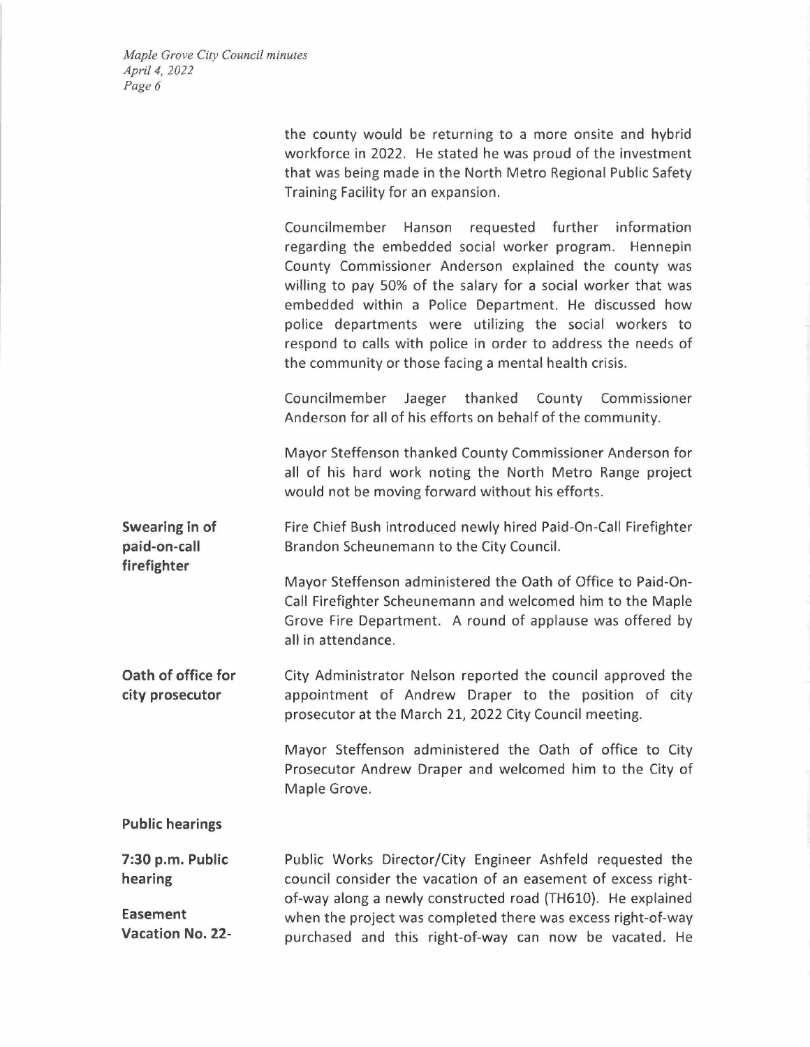the county would be returning to a more onsite and hybrid workforce in 2022. He stated he was proud of the investment that was being made in the North Metro Regional Public Safety Training Facility for an expansion.

Councilmember Hanson requested further information regarding the embedded social worker program. Hennepin County Commissioner Anderson explained the county was willing to pay 50% of the salary for a social worker that was embedded within a Police Department. He discussed how police departments were utilizing the social workers to respond to calls with police in order to address the needs of the community or those facing a mental health crisis.

Councilmember Jaeger thanked County Commissioner Anderson for all of his efforts on behalf of the community.

Mayor Steffenson thanked County Commissioner Anderson for all of his hard work noting the North Metro Range project would not be moving forward without his efforts.

**Swearing in of paid-on-call firefighter**

Fire Chief Bush introduced newly hired Paid-On-Call Firefighter Brandon Scheunemann to the City Council.

Mayor Steffenson administered the Oath of Office to Paid-On-Call Firefighter Scheunemann and welcomed him to the Maple Grove Fire Department. A round of applause was offered by all in attendance.

**Oath of office for city prosecutor**

City Administrator Nelson reported the council approved the appointment of Andrew Draper to the position of city prosecutor at the March 21, 2022 City Council meeting.

Mayor Steffenson administered the Oath of office to City Prosecutor Andrew Draper and welcomed him to the City of Maple Grove.

**Public hearings**

**7:30 p.m. Public hearing**

**Easement Vacation No. 22-**

Public Works Director/City Engineer Ashfeld requested the council consider the vacation of an easement of excess right-of-way along a newly constructed road (TH610). He explained when the project was completed there was excess right-of-way purchased and this right-of-way can now be vacated. He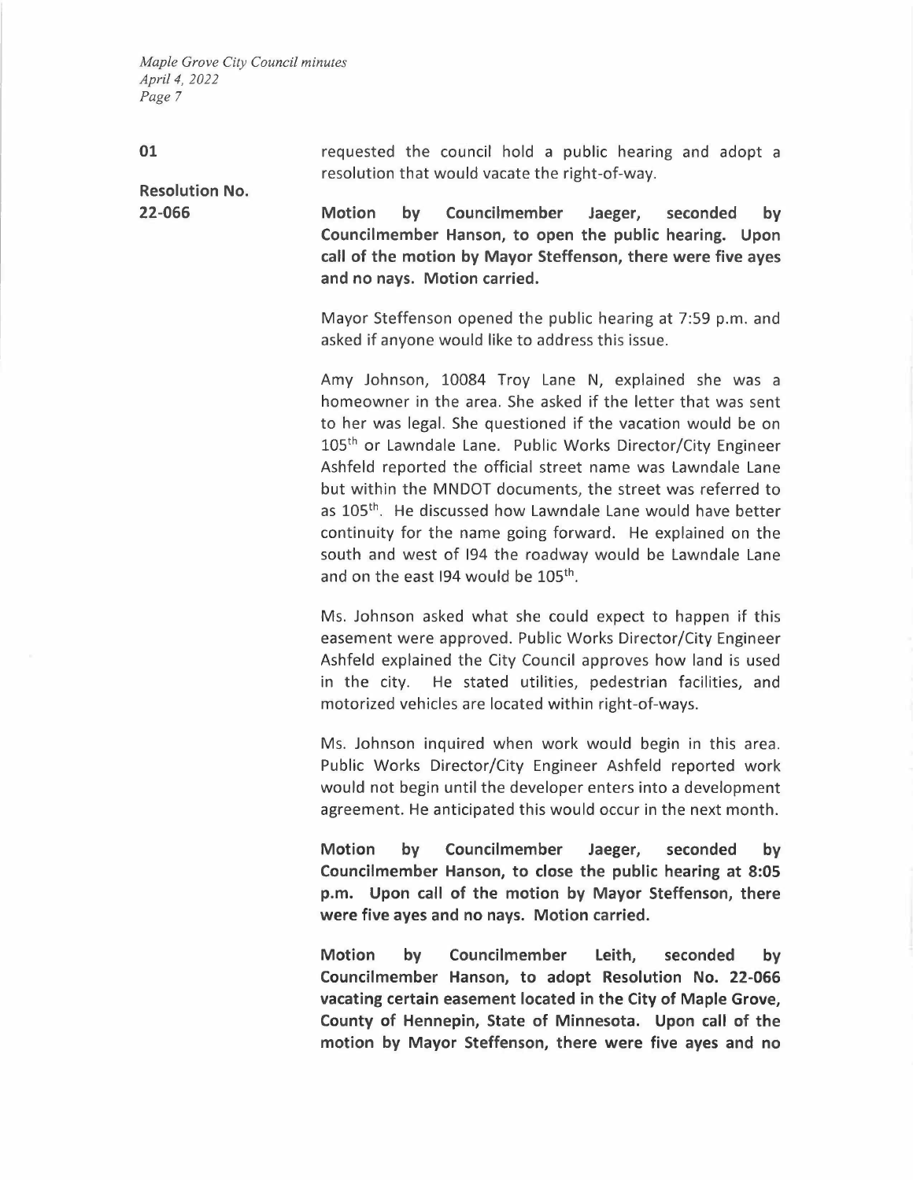01

requested the council hold a public hearing and adopt a resolution that would vacate the right-of-way.

**Resolution No. 22-066**

**Motion by Councilmember Jaeger, seconded by Councilmember Hanson, to open the public hearing. Upon call of the motion by Mayor Steffenson, there were five ayes and no nays. Motion carried.**

Mayor Steffenson opened the public hearing at 7:59 p.m. and asked if anyone would like to address this issue.

Amy Johnson, 10084 Troy Lane N, explained she was a homeowner in the area. She asked if the letter that was sent to her was legal. She questioned if the vacation would be on 105th or Lawndale Lane. Public Works Director/City Engineer Ashfeld reported the official street name was Lawndale Lane but within the MNDOT documents, the street was referred to as 105th. He discussed how Lawndale Lane would have better continuity for the name going forward. He explained on the south and west of I94 the roadway would be Lawndale Lane and on the east I94 would be 105th.

Ms. Johnson asked what she could expect to happen if this easement were approved. Public Works Director/City Engineer Ashfeld explained the City Council approves how land is used in the city. He stated utilities, pedestrian facilities, and motorized vehicles are located within right-of-ways.

Ms. Johnson inquired when work would begin in this area. Public Works Director/City Engineer Ashfeld reported work would not begin until the developer enters into a development agreement. He anticipated this would occur in the next month.

**Motion by Councilmember Jaeger, seconded by Councilmember Hanson, to close the public hearing at 8:05 p.m. Upon call of the motion by Mayor Steffenson, there were five ayes and no nays. Motion carried.**

**Motion by Councilmember Leith, seconded by Councilmember Hanson, to adopt Resolution No. 22-066 vacating certain easement located in the City of Maple Grove, County of Hennepin, State of Minnesota. Upon call of the motion by Mayor Steffenson, there were five ayes and no**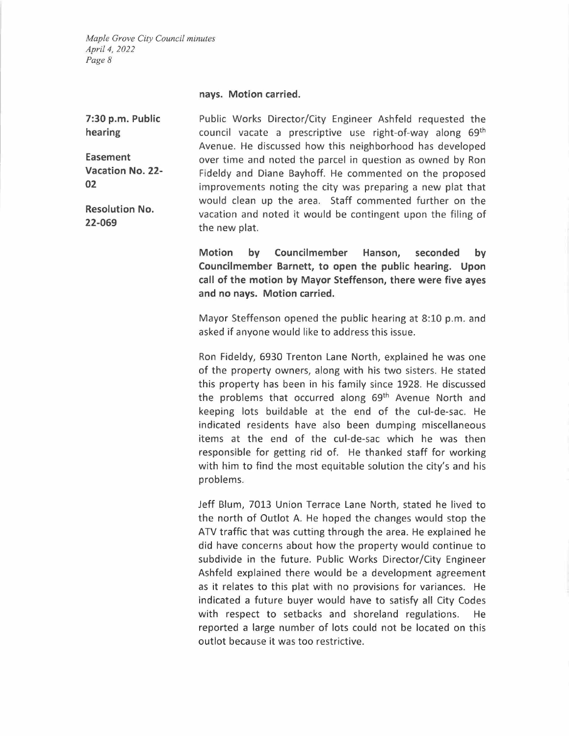**nays. Motion carried.**

**7:30 p.m. Public hearing**

**Easement Vacation No. 22-02**

**Resolution No. 22-069**

Public Works Director/City Engineer Ashfeld requested the council vacate a prescriptive use right-of-way along 69th Avenue. He discussed how this neighborhood has developed over time and noted the parcel in question as owned by Ron Fideldy and Diane Bayhoff. He commented on the proposed improvements noting the city was preparing a new plat that would clean up the area. Staff commented further on the vacation and noted it would be contingent upon the filing of the new plat.

**Motion by Councilmember Hanson, seconded by Councilmember Barnett, to open the public hearing. Upon call of the motion by Mayor Steffenson, there were five ayes and no nays. Motion carried.**

Mayor Steffenson opened the public hearing at 8:10 p.m. and asked if anyone would like to address this issue.

Ron Fideldy, 6930 Trenton Lane North, explained he was one of the property owners, along with his two sisters. He stated this property has been in his family since 1928. He discussed the problems that occurred along 69th Avenue North and keeping lots buildable at the end of the cul-de-sac. He indicated residents have also been dumping miscellaneous items at the end of the cul-de-sac which he was then responsible for getting rid of. He thanked staff for working with him to find the most equitable solution the city's and his problems.

Jeff Blum, 7013 Union Terrace Lane North, stated he lived to the north of Outlot A. He hoped the changes would stop the ATV traffic that was cutting through the area. He explained he did have concerns about how the property would continue to subdivide in the future. Public Works Director/City Engineer Ashfeld explained there would be a development agreement as it relates to this plat with no provisions for variances. He indicated a future buyer would have to satisfy all City Codes with respect to setbacks and shoreland regulations. He reported a large number of lots could not be located on this outlot because it was too restrictive.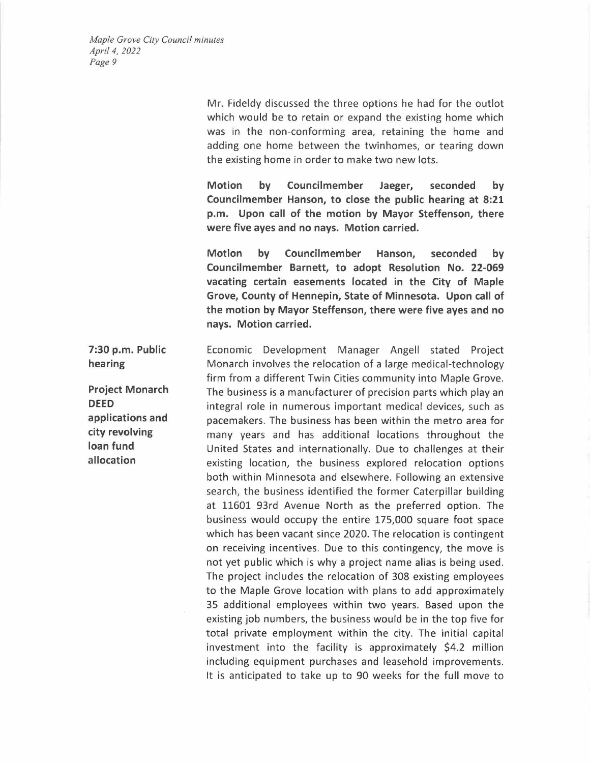Mr. Fideldy discussed the three options he had for the outlot which would be to retain or expand the existing home which was in the non-conforming area, retaining the home and adding one home between the twinhomes, or tearing down the existing home in order to make two new lots.

**Motion by Councilmember Jaeger, seconded by Councilmember Hanson, to close the public hearing at 8:21 p.m. Upon call of the motion by Mayor Steffenson, there were five ayes and no nays. Motion carried.**

**Motion by Councilmember Hanson, seconded by Councilmember Barnett, to adopt Resolution No. 22-069 vacating certain easements located in the City of Maple Grove, County of Hennepin, State of Minnesota. Upon call of the motion by Mayor Steffenson, there were five ayes and no nays. Motion carried.**

**7:30 p.m. Public hearing**

**Project Monarch DEED applications and city revolving loan fund allocation**

Economic Development Manager Angell stated Project Monarch involves the relocation of a large medical-technology firm from a different Twin Cities community into Maple Grove. The business is a manufacturer of precision parts which play an integral role in numerous important medical devices, such as pacemakers. The business has been within the metro area for many years and has additional locations throughout the United States and internationally. Due to challenges at their existing location, the business explored relocation options both within Minnesota and elsewhere. Following an extensive search, the business identified the former Caterpillar building at 11601 93rd Avenue North as the preferred option. The business would occupy the entire 175,000 square foot space which has been vacant since 2020. The relocation is contingent on receiving incentives. Due to this contingency, the move is not yet public which is why a project name alias is being used. The project includes the relocation of 308 existing employees to the Maple Grove location with plans to add approximately 35 additional employees within two years. Based upon the existing job numbers, the business would be in the top five for total private employment within the city. The initial capital investment into the facility is approximately $4.2 million including equipment purchases and leasehold improvements. It is anticipated to take up to 90 weeks for the full move to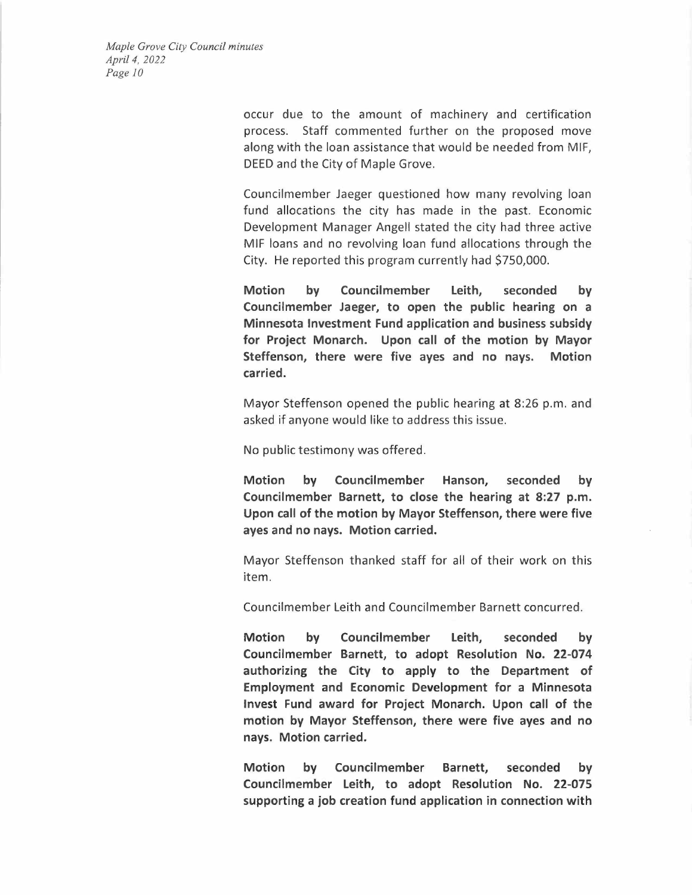occur due to the amount of machinery and certification process. Staff commented further on the proposed move along with the loan assistance that would be needed from MIF, DEED and the City of Maple Grove.

Councilmember Jaeger questioned how many revolving loan fund allocations the city has made in the past. Economic Development Manager Angell stated the city had three active MIF loans and no revolving loan fund allocations through the City. He reported this program currently had $750,000.

**Motion by Councilmember Leith, seconded by Councilmember Jaeger, to open the public hearing on a Minnesota Investment Fund application and business subsidy for Project Monarch. Upon call of the motion by Mayor Steffenson, there were five ayes and no nays. Motion carried.**

Mayor Steffenson opened the public hearing at 8:26 p.m. and asked if anyone would like to address this issue.

No public testimony was offered.

**Motion by Councilmember Hanson, seconded by Councilmember Barnett, to close the hearing at 8:27 p.m. Upon call of the motion by Mayor Steffenson, there were five ayes and no nays. Motion carried.**

Mayor Steffenson thanked staff for all of their work on this item.

Councilmember Leith and Councilmember Barnett concurred.

**Motion by Councilmember Leith, seconded by Councilmember Barnett, to adopt Resolution No. 22-074 authorizing the City to apply to the Department of Employment and Economic Development for a Minnesota Invest Fund award for Project Monarch. Upon call of the motion by Mayor Steffenson, there were five ayes and no nays. Motion carried.**

**Motion by Councilmember Barnett, seconded by Councilmember Leith, to adopt Resolution No. 22-075 supporting a job creation fund application in connection with**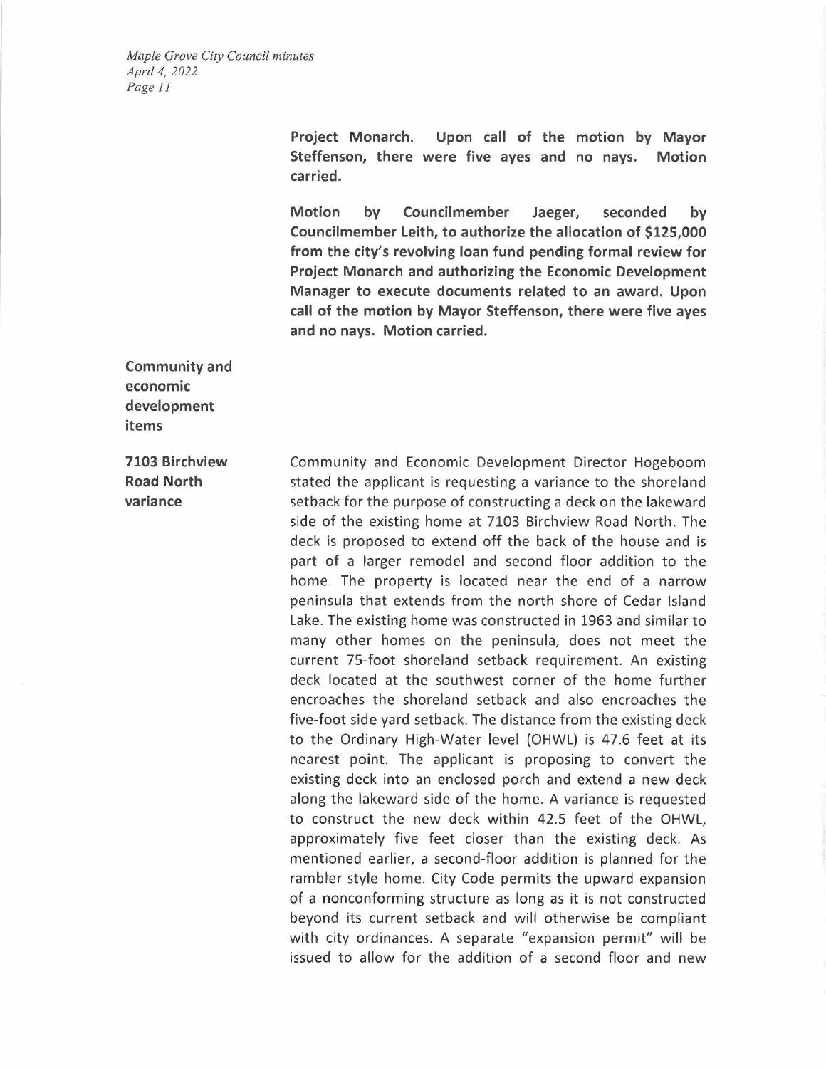**Project Monarch. Upon call of the motion by Mayor Steffenson, there were five ayes and no nays. Motion carried.**

**Motion by Councilmember Jaeger, seconded by Councilmember Leith, to authorize the allocation of $125,000 from the city's revolving loan fund pending formal review for Project Monarch and authorizing the Economic Development Manager to execute documents related to an award. Upon call of the motion by Mayor Steffenson, there were five ayes and no nays. Motion carried.**

## Community and economic development items

### 7103 Birchview Road North variance

Community and Economic Development Director Hogeboom stated the applicant is requesting a variance to the shoreland setback for the purpose of constructing a deck on the lakeward side of the existing home at 7103 Birchview Road North. The deck is proposed to extend off the back of the house and is part of a larger remodel and second floor addition to the home. The property is located near the end of a narrow peninsula that extends from the north shore of Cedar Island Lake. The existing home was constructed in 1963 and similar to many other homes on the peninsula, does not meet the current 75-foot shoreland setback requirement. An existing deck located at the southwest corner of the home further encroaches the shoreland setback and also encroaches the five-foot side yard setback. The distance from the existing deck to the Ordinary High-Water level (OHWL) is 47.6 feet at its nearest point. The applicant is proposing to convert the existing deck into an enclosed porch and extend a new deck along the lakeward side of the home. A variance is requested to construct the new deck within 42.5 feet of the OHWL, approximately five feet closer than the existing deck. As mentioned earlier, a second-floor addition is planned for the rambler style home. City Code permits the upward expansion of a nonconforming structure as long as it is not constructed beyond its current setback and will otherwise be compliant with city ordinances. A separate "expansion permit" will be issued to allow for the addition of a second floor and new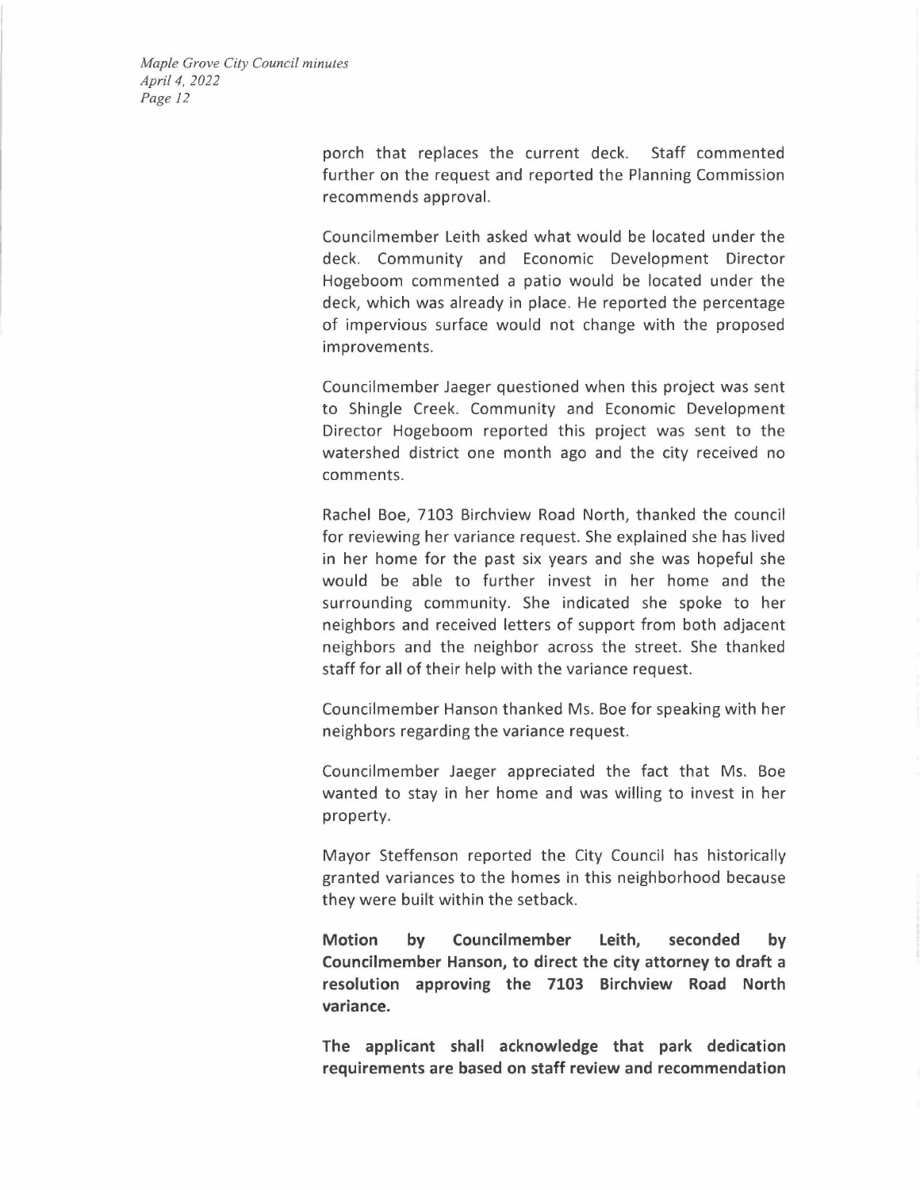porch that replaces the current deck. Staff commented further on the request and reported the Planning Commission recommends approval.

Councilmember Leith asked what would be located under the deck. Community and Economic Development Director Hogeboom commented a patio would be located under the deck, which was already in place. He reported the percentage of impervious surface would not change with the proposed improvements.

Councilmember Jaeger questioned when this project was sent to Shingle Creek. Community and Economic Development Director Hogeboom reported this project was sent to the watershed district one month ago and the city received no comments.

Rachel Boe, 7103 Birchview Road North, thanked the council for reviewing her variance request. She explained she has lived in her home for the past six years and she was hopeful she would be able to further invest in her home and the surrounding community. She indicated she spoke to her neighbors and received letters of support from both adjacent neighbors and the neighbor across the street. She thanked staff for all of their help with the variance request.

Councilmember Hanson thanked Ms. Boe for speaking with her neighbors regarding the variance request.

Councilmember Jaeger appreciated the fact that Ms. Boe wanted to stay in her home and was willing to invest in her property.

Mayor Steffenson reported the City Council has historically granted variances to the homes in this neighborhood because they were built within the setback.

**Motion by Councilmember Leith, seconded by Councilmember Hanson, to direct the city attorney to draft a resolution approving the 7103 Birchview Road North variance.**

**The applicant shall acknowledge that park dedication requirements are based on staff review and recommendation**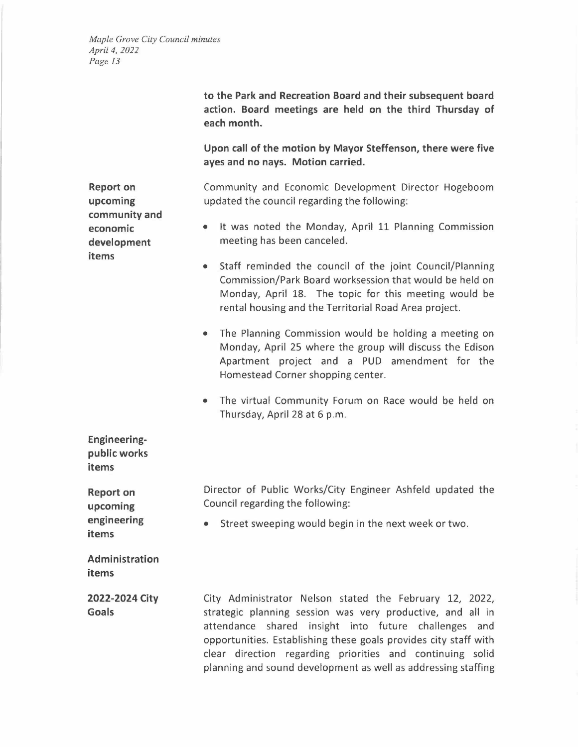**to the Park and Recreation Board and their subsequent board action. Board meetings are held on the third Thursday of each month.**

**Upon call of the motion by Mayor Steffenson, there were five ayes and no nays. Motion carried.**

**Report on upcoming community and economic development items**

Community and Economic Development Director Hogeboom updated the council regarding the following:

- It was noted the Monday, April 11 Planning Commission meeting has been canceled.
- Staff reminded the council of the joint Council/Planning Commission/Park Board worksession that would be held on Monday, April 18. The topic for this meeting would be rental housing and the Territorial Road Area project.
- The Planning Commission would be holding a meeting on Monday, April 25 where the group will discuss the Edison Apartment project and a PUD amendment for the Homestead Corner shopping center.
- The virtual Community Forum on Race would be held on Thursday, April 28 at 6 p.m.

**Engineering-public works items**

**Report on upcoming engineering items**

Director of Public Works/City Engineer Ashfeld updated the Council regarding the following:

- Street sweeping would begin in the next week or two.

**Administration items**

**2022-2024 City Goals**

City Administrator Nelson stated the February 12, 2022, strategic planning session was very productive, and all in attendance shared insight into future challenges and opportunities. Establishing these goals provides city staff with clear direction regarding priorities and continuing solid planning and sound development as well as addressing staffing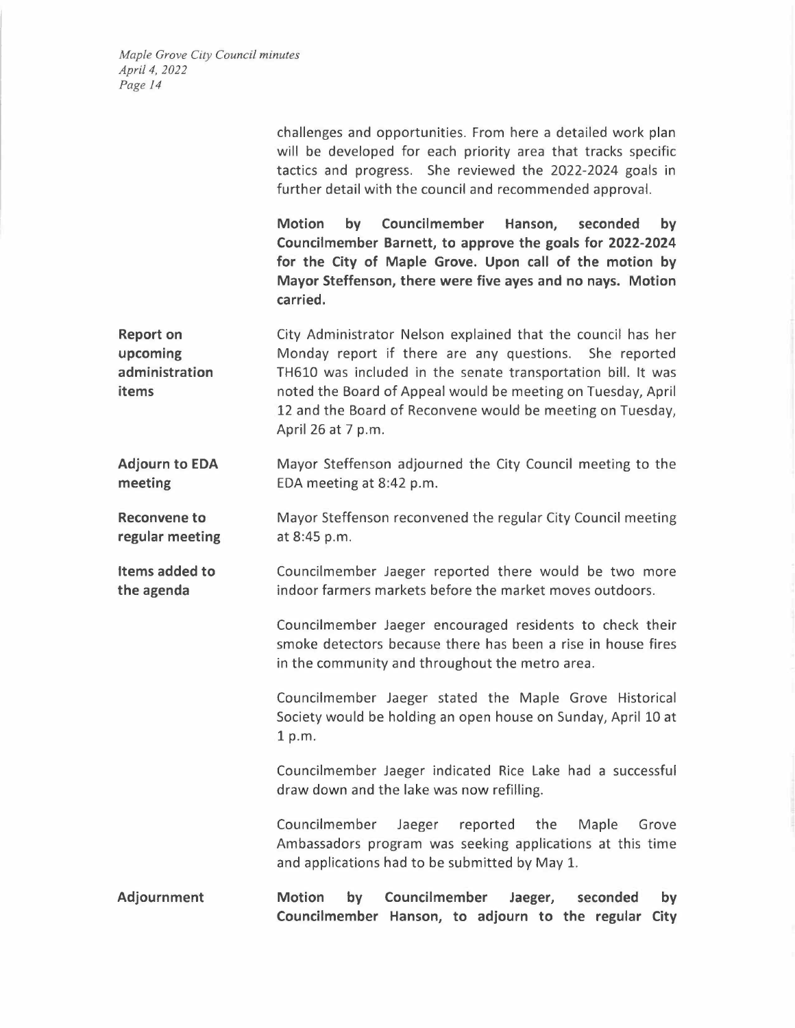challenges and opportunities. From here a detailed work plan will be developed for each priority area that tracks specific tactics and progress. She reviewed the 2022-2024 goals in further detail with the council and recommended approval.

**Motion by Councilmember Hanson, seconded by Councilmember Barnett, to approve the goals for 2022-2024 for the City of Maple Grove. Upon call of the motion by Mayor Steffenson, there were five ayes and no nays. Motion carried.**

**Report on upcoming administration items**

City Administrator Nelson explained that the council has her Monday report if there are any questions. She reported TH610 was included in the senate transportation bill. It was noted the Board of Appeal would be meeting on Tuesday, April 12 and the Board of Reconvene would be meeting on Tuesday, April 26 at 7 p.m.

**Adjourn to EDA meeting**

Mayor Steffenson adjourned the City Council meeting to the EDA meeting at 8:42 p.m.

**Reconvene to regular meeting**

Mayor Steffenson reconvened the regular City Council meeting at 8:45 p.m.

**Items added to the agenda**

Councilmember Jaeger reported there would be two more indoor farmers markets before the market moves outdoors.

Councilmember Jaeger encouraged residents to check their smoke detectors because there has been a rise in house fires in the community and throughout the metro area.

Councilmember Jaeger stated the Maple Grove Historical Society would be holding an open house on Sunday, April 10 at 1 p.m.

Councilmember Jaeger indicated Rice Lake had a successful draw down and the lake was now refilling.

Councilmember Jaeger reported the Maple Grove Ambassadors program was seeking applications at this time and applications had to be submitted by May 1.

**Adjournment**

**Motion by Councilmember Jaeger, seconded by Councilmember Hanson, to adjourn to the regular City**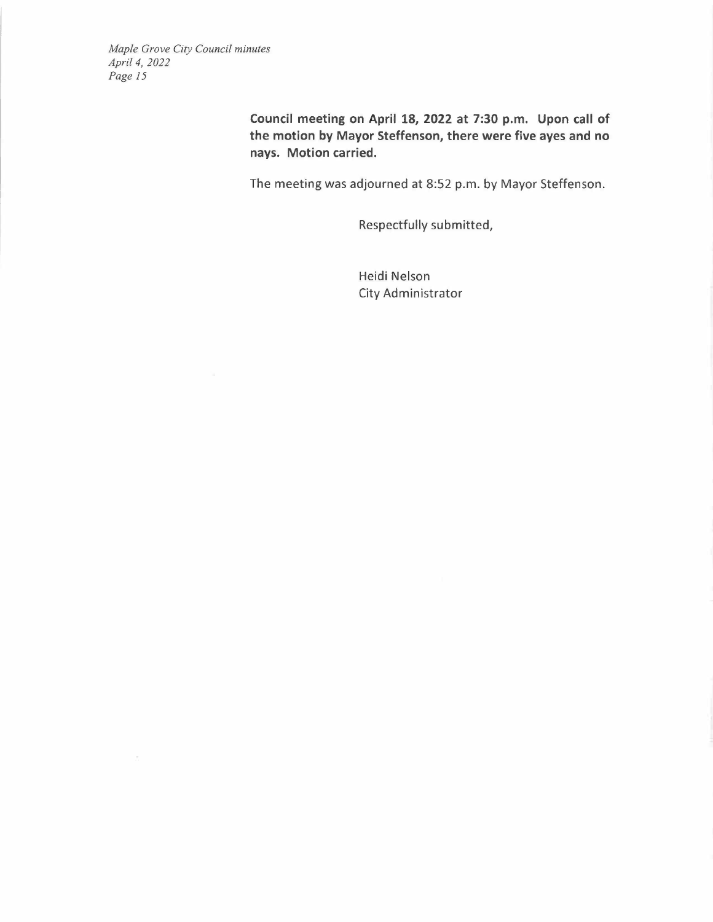**Council meeting on April 18, 2022 at 7:30 p.m. Upon call of the motion by Mayor Steffenson, there were five ayes and no nays. Motion carried.**

The meeting was adjourned at 8:52 p.m. by Mayor Steffenson.

Respectfully submitted,

Heidi Nelson
City Administrator